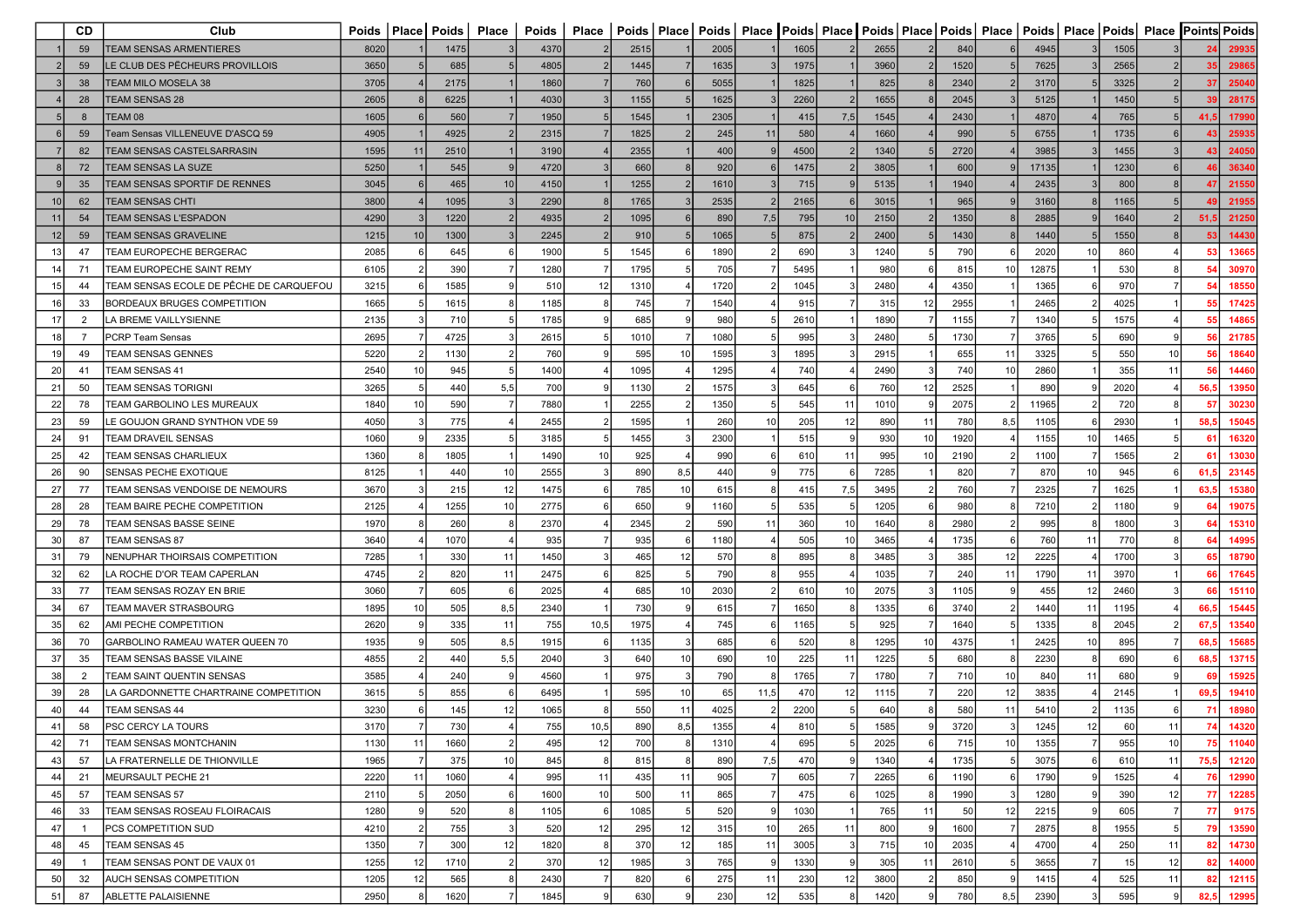| | CD | Club | Poids | Place | Poids | Place | Poids | Place | Poids | Place | Poids | Place | Poids | Place | Poids | Place | Poids | Place | Poids | Place | Poids | Place | Points | Poids |
|---|---|---|---|---|---|---|---|---|---|---|---|---|---|---|---|---|---|---|---|---|---|---|---|---|
| 1 | 59 | TEAM SENSAS ARMENTIERES | 8020 | 1 | 1475 | 3 | 4370 | 2 | 2515 | 1 | 2005 | 1 | 1605 | 2 | 2655 | 2 | 840 | 6 | 4945 | 3 | 1505 | 3 | 24 | 29935 |
| 2 | 59 | LE CLUB DES PÊCHEURS PROVILLOIS | 3650 | 5 | 685 | 5 | 4805 | 2 | 1445 | 7 | 1635 | 3 | 1975 | 2 | 3960 | 2 | 1520 | 5 | 7625 | 3 | 2565 | 2 | 35 | 29865 |
| 3 | 38 | TEAM MILO MOSELA 38 | 3705 | 4 | 2175 | 1 | 1860 | 7 | 760 | 6 | 5055 | 1 | 1825 | 1 | 825 | 8 | 2340 | 2 | 3170 | 5 | 3325 | 2 | 37 | 25040 |
| 4 | 28 | TEAM SENSAS 28 | 2605 | 8 | 6225 | 1 | 4030 | 3 | 1155 | 5 | 1625 | 3 | 2260 | 2 | 1655 | 8 | 2045 | 3 | 5125 | 1 | 1450 | 5 | 39 | 28175 |
| 5 | 8 | TEAM 08 | 1605 | 6 | 560 | 7 | 1950 | 5 | 1545 | 1 | 2305 | 1 | 415 | 7,5 | 1545 | 4 | 2430 | 1 | 4870 | 4 | 765 | 5 | 41,5 | 17990 |
| 6 | 59 | Team Sensas VILLENEUVE D'ASCQ 59 | 4905 | 1 | 4925 | 2 | 2315 | 7 | 1825 | 2 | 245 | 11 | 580 | 4 | 1660 | 4 | 990 | 5 | 6755 | 1 | 1735 | 6 | 43 | 25935 |
| 7 | 82 | TEAM SENSAS CASTELSARRASIN | 1595 | 11 | 2510 | 1 | 3190 | 4 | 2355 | 1 | 400 | 9 | 4500 | 2 | 1340 | 5 | 2720 | 4 | 3985 | 3 | 1455 | 3 | 43 | 24050 |
| 8 | 72 | TEAM SENSAS LA SUZE | 5250 | 1 | 545 | 9 | 4720 | 3 | 660 | 8 | 920 | 6 | 1475 | 2 | 3805 | 1 | 600 | 9 | 17135 | 1 | 1230 | 6 | 46 | 36340 |
| 9 | 35 | TEAM SENSAS SPORTIF DE RENNES | 3045 | 6 | 465 | 10 | 4150 | 1 | 1255 | 2 | 1610 | 3 | 715 | 9 | 5135 | 1 | 1940 | 4 | 2435 | 3 | 800 | 8 | 47 | 21550 |
| 10 | 62 | TEAM SENSAS CHTI | 3800 | 4 | 1095 | 3 | 2290 | 8 | 1765 | 3 | 2535 | 2 | 2165 | 6 | 3015 | 1 | 965 | 9 | 3160 | 8 | 1165 | 5 | 49 | 21955 |
| 11 | 54 | TEAM SENSAS L'ESPADON | 4290 | 3 | 1220 | 2 | 4935 | 2 | 1095 | 6 | 890 | 7,5 | 795 | 10 | 2150 | 2 | 1350 | 8 | 2885 | 9 | 1640 | 2 | 51,5 | 21250 |
| 12 | 59 | TEAM SENSAS GRAVELINE | 1215 | 10 | 1300 | 3 | 2245 | 2 | 910 | 5 | 1065 | 5 | 875 | 2 | 2400 | 5 | 1430 | 8 | 1440 | 5 | 1550 | 8 | 53 | 14430 |
| 13 | 47 | TEAM EUROPECHE BERGERAC | 2085 | 6 | 645 | 6 | 1900 | 5 | 1545 | 6 | 1890 | 2 | 690 | 3 | 1240 | 5 | 790 | 6 | 2020 | 10 | 860 | 4 | 53 | 13665 |
| 14 | 71 | TEAM EUROPECHE SAINT REMY | 6105 | 2 | 390 | 7 | 1280 | 7 | 1795 | 5 | 705 | 7 | 5495 | 1 | 980 | 6 | 815 | 10 | 12875 | 1 | 530 | 8 | 54 | 30970 |
| 15 | 44 | TEAM SENSAS ECOLE DE PÊCHE DE CARQUEFOU | 3215 | 6 | 1585 | 9 | 510 | 12 | 1310 | 4 | 1720 | 2 | 1045 | 3 | 2480 | 4 | 4350 | 1 | 1365 | 6 | 970 | 7 | 54 | 18550 |
| 16 | 33 | BORDEAUX BRUGES COMPETITION | 1665 | 5 | 1615 | 8 | 1185 | 8 | 745 | 7 | 1540 | 4 | 915 | 7 | 315 | 12 | 2955 | 1 | 2465 | 2 | 4025 | 1 | 55 | 17425 |
| 17 | 2 | LA BREME VAILLYSIENNE | 2135 | 3 | 710 | 5 | 1785 | 9 | 685 | 9 | 980 | 5 | 2610 | 1 | 1890 | 7 | 1155 | 7 | 1340 | 5 | 1575 | 4 | 55 | 14865 |
| 18 | 7 | PCRP Team Sensas | 2695 | 7 | 4725 | 3 | 2615 | 5 | 1010 | 7 | 1080 | 5 | 995 | 3 | 2480 | 5 | 1730 | 7 | 3765 | 5 | 690 | 9 | 56 | 21785 |
| 19 | 49 | TEAM SENSAS GENNES | 5220 | 2 | 1130 | 2 | 760 | 9 | 595 | 10 | 1595 | 3 | 1895 | 3 | 2915 | 1 | 655 | 11 | 3325 | 5 | 550 | 10 | 56 | 18640 |
| 20 | 41 | TEAM SENSAS 41 | 2540 | 10 | 945 | 5 | 1400 | 4 | 1095 | 4 | 1295 | 4 | 740 | 4 | 2490 | 3 | 740 | 10 | 2860 | 1 | 355 | 11 | 56 | 14460 |
| 21 | 50 | TEAM SENSAS TORIGNI | 3265 | 5 | 440 | 5,5 | 700 | 9 | 1130 | 2 | 1575 | 3 | 645 | 6 | 760 | 12 | 2525 | 1 | 890 | 9 | 2020 | 4 | 56,5 | 13950 |
| 22 | 78 | TEAM GARBOLINO LES MUREAUX | 1840 | 10 | 590 | 7 | 7880 | 1 | 2255 | 2 | 1350 | 5 | 545 | 11 | 1010 | 9 | 2075 | 2 | 11965 | 2 | 720 | 8 | 57 | 30230 |
| 23 | 59 | LE GOUJON GRAND SYNTHON VDE 59 | 4050 | 3 | 775 | 4 | 2455 | 2 | 1595 | 1 | 260 | 10 | 205 | 12 | 890 | 11 | 780 | 8,5 | 1105 | 6 | 2930 | 1 | 58,5 | 15045 |
| 24 | 91 | TEAM DRAVEIL SENSAS | 1060 | 9 | 2335 | 5 | 3185 | 5 | 1455 | 3 | 2300 | 1 | 515 | 9 | 930 | 10 | 1920 | 4 | 1155 | 10 | 1465 | 5 | 61 | 16320 |
| 25 | 42 | TEAM SENSAS CHARLIEUX | 1360 | 8 | 1805 | 1 | 1490 | 10 | 925 | 4 | 990 | 6 | 610 | 11 | 995 | 10 | 2190 | 2 | 1100 | 7 | 1565 | 2 | 61 | 13030 |
| 26 | 90 | SENSAS PECHE EXOTIQUE | 8125 | 1 | 440 | 10 | 2555 | 3 | 890 | 8,5 | 440 | 9 | 775 | 6 | 7285 | 1 | 820 | 7 | 870 | 10 | 945 | 6 | 61,5 | 23145 |
| 27 | 77 | TEAM SENSAS VENDOISE DE NEMOURS | 3670 | 3 | 215 | 12 | 1475 | 6 | 785 | 10 | 615 | 8 | 415 | 7,5 | 3495 | 2 | 760 | 7 | 2325 | 7 | 1625 | 1 | 63,5 | 15380 |
| 28 | 28 | TEAM BAIRE PECHE COMPETITION | 2125 | 4 | 1255 | 10 | 2775 | 6 | 650 | 9 | 1160 | 5 | 535 | 5 | 1205 | 6 | 980 | 8 | 7210 | 2 | 1180 | 9 | 64 | 19075 |
| 29 | 78 | TEAM SENSAS BASSE SEINE | 1970 | 8 | 260 | 8 | 2370 | 4 | 2345 | 2 | 590 | 11 | 360 | 10 | 1640 | 8 | 2980 | 2 | 995 | 8 | 1800 | 3 | 64 | 15310 |
| 30 | 87 | TEAM SENSAS 87 | 3640 | 4 | 1070 | 4 | 935 | 7 | 935 | 6 | 1180 | 4 | 505 | 10 | 3465 | 4 | 1735 | 6 | 760 | 11 | 770 | 8 | 64 | 14995 |
| 31 | 79 | NENUPHAR THOIRSAIS COMPETITION | 7285 | 1 | 330 | 11 | 1450 | 3 | 465 | 12 | 570 | 8 | 895 | 8 | 3485 | 3 | 385 | 12 | 2225 | 4 | 1700 | 3 | 65 | 18790 |
| 32 | 62 | LA ROCHE D'OR TEAM CAPERLAN | 4745 | 2 | 820 | 11 | 2475 | 6 | 825 | 5 | 790 | 8 | 955 | 4 | 1035 | 7 | 240 | 11 | 1790 | 11 | 3970 | 1 | 66 | 17645 |
| 33 | 77 | TEAM SENSAS ROZAY EN BRIE | 3060 | 7 | 605 | 6 | 2025 | 4 | 685 | 10 | 2030 | 2 | 610 | 10 | 2075 | 3 | 1105 | 9 | 455 | 12 | 2460 | 3 | 66 | 15110 |
| 34 | 67 | TEAM MAVER STRASBOURG | 1895 | 10 | 505 | 8,5 | 2340 | 1 | 730 | 9 | 615 | 7 | 1650 | 8 | 1335 | 6 | 3740 | 2 | 1440 | 11 | 1195 | 4 | 66,5 | 15445 |
| 35 | 62 | AMI PECHE COMPETITION | 2620 | 9 | 335 | 11 | 755 | 10,5 | 1975 | 4 | 745 | 6 | 1165 | 5 | 925 | 7 | 1640 | 5 | 1335 | 8 | 2045 | 2 | 67,5 | 13540 |
| 36 | 70 | GARBOLINO RAMEAU WATER QUEEN 70 | 1935 | 9 | 505 | 8,5 | 1915 | 6 | 1135 | 3 | 685 | 6 | 520 | 8 | 1295 | 10 | 4375 | 1 | 2425 | 10 | 895 | 7 | 68,5 | 15685 |
| 37 | 35 | TEAM SENSAS BASSE VILAINE | 4855 | 2 | 440 | 5,5 | 2040 | 3 | 640 | 10 | 690 | 10 | 225 | 11 | 1225 | 5 | 680 | 8 | 2230 | 8 | 690 | 6 | 68,5 | 13715 |
| 38 | 2 | TEAM SAINT QUENTIN SENSAS | 3585 | 4 | 240 | 9 | 4560 | 1 | 975 | 3 | 790 | 8 | 1765 | 7 | 1780 | 7 | 710 | 10 | 840 | 11 | 680 | 9 | 69 | 15925 |
| 39 | 28 | LA GARDONNETTE CHARTRAINE COMPETITION | 3615 | 5 | 855 | 6 | 6495 | 1 | 595 | 10 | 65 | 11,5 | 470 | 12 | 1115 | 7 | 220 | 12 | 3835 | 4 | 2145 | 1 | 69,5 | 19410 |
| 40 | 44 | TEAM SENSAS 44 | 3230 | 6 | 145 | 12 | 1065 | 8 | 550 | 11 | 4025 | 2 | 2200 | 5 | 640 | 8 | 580 | 11 | 5410 | 2 | 1135 | 6 | 71 | 18980 |
| 41 | 58 | PSC CERCY LA TOURS | 3170 | 7 | 730 | 4 | 755 | 10,5 | 890 | 8,5 | 1355 | 4 | 810 | 5 | 1585 | 9 | 3720 | 3 | 1245 | 12 | 60 | 11 | 74 | 14320 |
| 42 | 71 | TEAM SENSAS MONTCHANIN | 1130 | 11 | 1660 | 2 | 495 | 12 | 700 | 8 | 1310 | 4 | 695 | 5 | 2025 | 6 | 715 | 10 | 1355 | 7 | 955 | 10 | 75 | 11040 |
| 43 | 57 | LA FRATERNELLE DE THIONVILLE | 1965 | 7 | 375 | 10 | 845 | 8 | 815 | 8 | 890 | 7,5 | 470 | 9 | 1340 | 4 | 1735 | 5 | 3075 | 6 | 610 | 11 | 75,5 | 12120 |
| 44 | 21 | MEURSAULT PECHE 21 | 2220 | 11 | 1060 | 4 | 995 | 11 | 435 | 11 | 905 | 7 | 605 | 7 | 2265 | 6 | 1190 | 6 | 1790 | 9 | 1525 | 4 | 76 | 12990 |
| 45 | 57 | TEAM SENSAS 57 | 2110 | 5 | 2050 | 6 | 1600 | 10 | 500 | 11 | 865 | 7 | 475 | 6 | 1025 | 8 | 1990 | 3 | 1280 | 9 | 390 | 12 | 77 | 12285 |
| 46 | 33 | TEAM SENSAS ROSEAU FLOIRACAIS | 1280 | 9 | 520 | 8 | 1105 | 6 | 1085 | 5 | 520 | 9 | 1030 | 1 | 765 | 11 | 50 | 12 | 2215 | 9 | 605 | 7 | 77 | 9175 |
| 47 | 1 | PCS COMPETITION SUD | 4210 | 2 | 755 | 3 | 520 | 12 | 295 | 12 | 315 | 10 | 265 | 11 | 800 | 9 | 1600 | 7 | 2875 | 8 | 1955 | 5 | 79 | 13590 |
| 48 | 45 | TEAM SENSAS 45 | 1350 | 7 | 300 | 12 | 1820 | 8 | 370 | 12 | 185 | 11 | 3005 | 3 | 715 | 10 | 2035 | 4 | 4700 | 4 | 250 | 11 | 82 | 14730 |
| 49 | 1 | TEAM SENSAS PONT DE VAUX 01 | 1255 | 12 | 1710 | 2 | 370 | 12 | 1985 | 3 | 765 | 9 | 1330 | 9 | 305 | 11 | 2610 | 5 | 3655 | 7 | 15 | 12 | 82 | 14000 |
| 50 | 32 | AUCH SENSAS COMPETITION | 1205 | 12 | 565 | 8 | 2430 | 7 | 820 | 6 | 275 | 11 | 230 | 12 | 3800 | 2 | 850 | 9 | 1415 | 4 | 525 | 11 | 82 | 12115 |
| 51 | 87 | ABLETTE PALAISIENNE | 2950 | 8 | 1620 | 7 | 1845 | 9 | 630 | 9 | 230 | 12 | 535 | 8 | 1420 | 9 | 780 | 8,5 | 2390 | 3 | 595 | 9 | 82,5 | 12995 |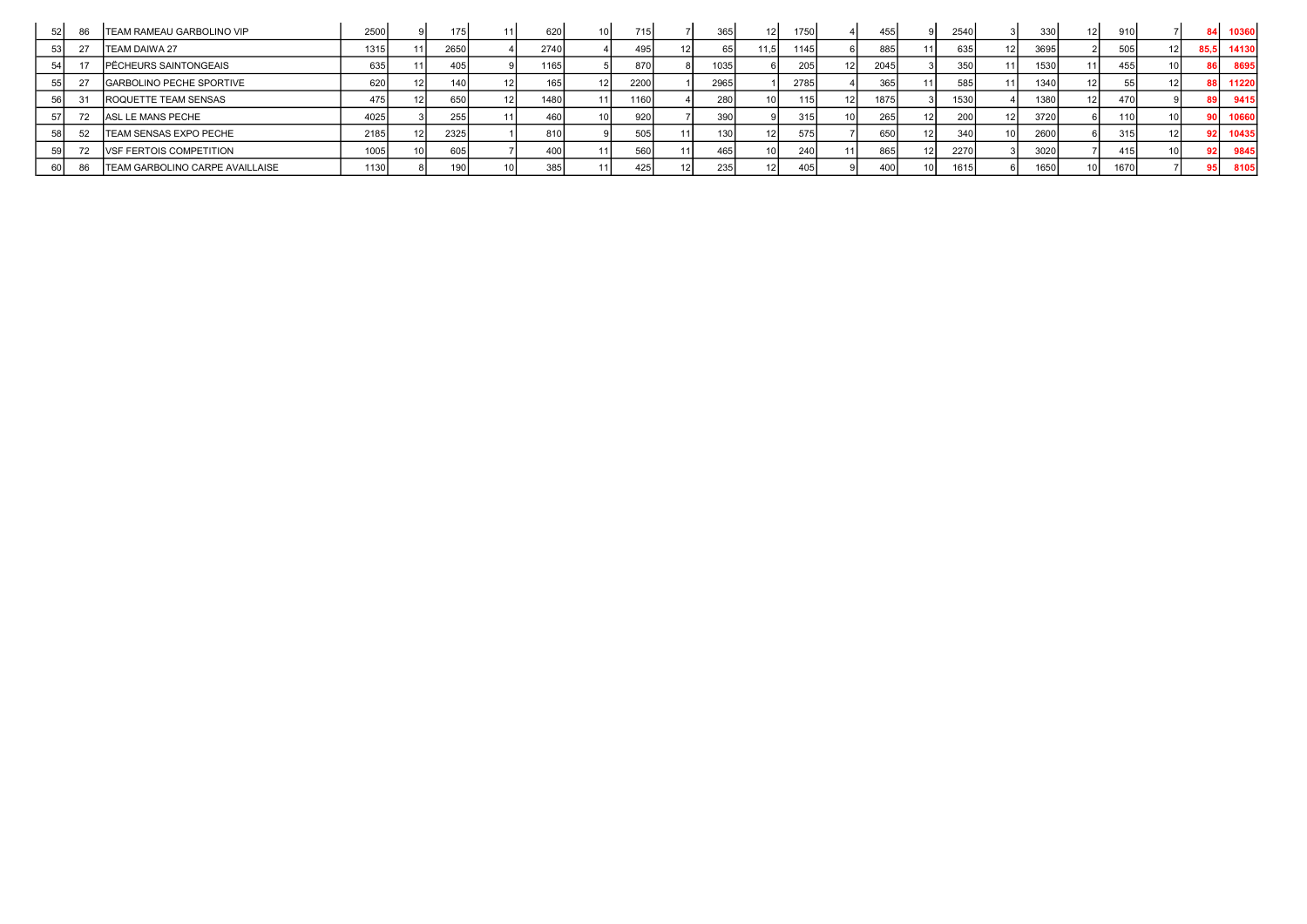| | | | | | | | | | | | | | | | | | | | | | | | | |
|---|---|---|---|---|---|---|---|---|---|---|---|---|---|---|---|---|---|---|---|---|---|---|---|---|
| 52 | 86 | TEAM RAMEAU GARBOLINO VIP | 2500 | 9 | 175 | 11 | 620 | 10 | 715 | 7 | 365 | 12 | 1750 | 4 | 455 | 9 | 2540 | 3 | 330 | 12 | 910 | 7 | 84 | 10360 |
| 53 | 27 | TEAM DAIWA 27 | 1315 | 11 | 2650 | 4 | 2740 | 4 | 495 | 12 | 65 | 11,5 | 1145 | 6 | 885 | 11 | 635 | 12 | 3695 | 2 | 505 | 12 | 85,5 | 14130 |
| 54 | 17 | PÊCHEURS SAINTONGEAIS | 635 | 11 | 405 | 9 | 1165 | 5 | 870 | 8 | 1035 | 6 | 205 | 12 | 2045 | 3 | 350 | 11 | 1530 | 11 | 455 | 10 | 86 | 8695 |
| 55 | 27 | GARBOLINO PECHE SPORTIVE | 620 | 12 | 140 | 12 | 165 | 12 | 2200 | 1 | 2965 | 1 | 2785 | 4 | 365 | 11 | 585 | 11 | 1340 | 12 | 55 | 12 | 88 | 11220 |
| 56 | 31 | ROQUETTE TEAM SENSAS | 475 | 12 | 650 | 12 | 1480 | 11 | 1160 | 4 | 280 | 10 | 115 | 12 | 1875 | 3 | 1530 | 4 | 1380 | 12 | 470 | 9 | 89 | 9415 |
| 57 | 72 | ASL LE MANS PECHE | 4025 | 3 | 255 | 11 | 460 | 10 | 920 | 7 | 390 | 9 | 315 | 10 | 265 | 12 | 200 | 12 | 3720 | 6 | 110 | 10 | 90 | 10660 |
| 58 | 52 | TEAM SENSAS EXPO PECHE | 2185 | 12 | 2325 | 1 | 810 | 9 | 505 | 11 | 130 | 12 | 575 | 7 | 650 | 12 | 340 | 10 | 2600 | 6 | 315 | 12 | 92 | 10435 |
| 59 | 72 | VSF FERTOIS COMPETITION | 1005 | 10 | 605 | 7 | 400 | 11 | 560 | 11 | 465 | 10 | 240 | 11 | 865 | 12 | 2270 | 3 | 3020 | 7 | 415 | 10 | 92 | 9845 |
| 60 | 86 | TEAM GARBOLINO CARPE AVAILLAISE | 1130 | 8 | 190 | 10 | 385 | 11 | 425 | 12 | 235 | 12 | 405 | 9 | 400 | 10 | 1615 | 6 | 1650 | 10 | 1670 | 7 | 95 | 8105 |